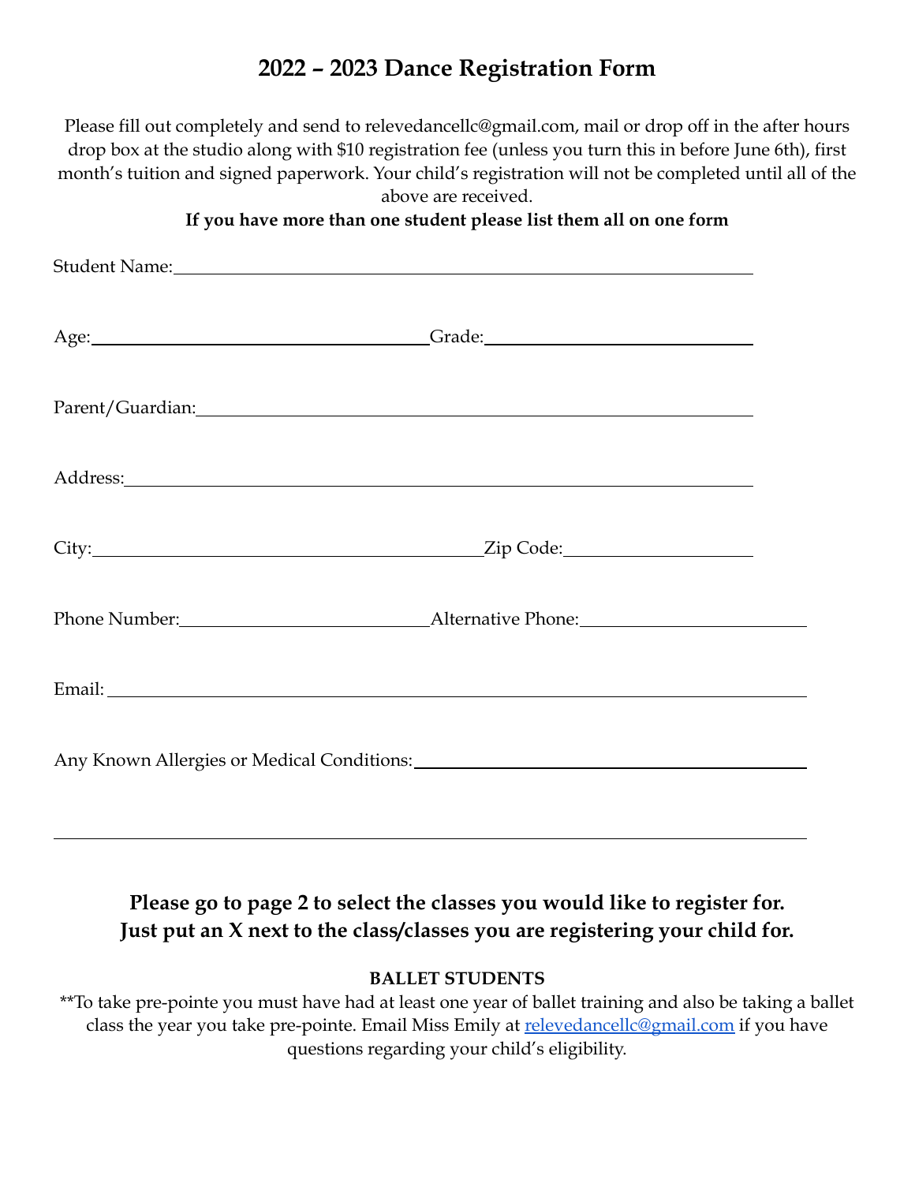# 2022 – 2023 Dance Registration Form

Please fill out completely and send to relevedancellc@gmail.com, mail or drop off in the after hours drop box at the studio along with $10 registration fee (unless you turn this in before June 6th), first month's tuition and signed paperwork. Your child's registration will not be completed until all of the above are received.

**If you have more than one student please list them all on one form**

Student Name: ____________________________________________

Age: ______________________ Grade: ______________________

Parent/Guardian: ____________________________________________

Address: ____________________________________________

City: ______________________ Zip Code: ______________

Phone Number: ______________________ Alternative Phone: ______________________

Email: ____________________________________________

Any Known Allergies or Medical Conditions: ______________________________

____________________________________________

**Please go to page 2 to select the classes you would like to register for.**
**Just put an X next to the class/classes you are registering your child for.**

**BALLET STUDENTS**

**To take pre-pointe you must have had at least one year of ballet training and also be taking a ballet class the year you take pre-pointe. Email Miss Emily at relevedancellc@gmail.com if you have questions regarding your child's eligibility.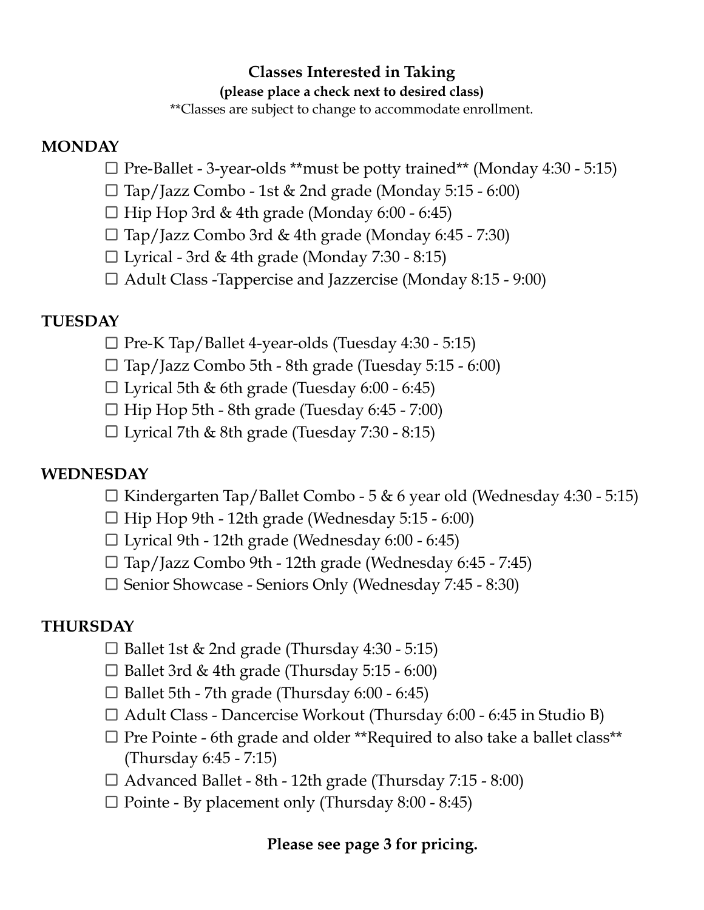**Classes Interested in Taking**

**(please place a check next to desired class)**

**Classes are subject to change to accommodate enrollment.

**MONDAY**

- ☐ Pre-Ballet - 3-year-olds **must be potty trained** (Monday 4:30 - 5:15)
- ☐ Tap/Jazz Combo - 1st & 2nd grade (Monday 5:15 - 6:00)
- ☐ Hip Hop 3rd & 4th grade (Monday 6:00 - 6:45)
- ☐ Tap/Jazz Combo 3rd & 4th grade (Monday 6:45 - 7:30)
- ☐ Lyrical - 3rd & 4th grade (Monday 7:30 - 8:15)
- ☐ Adult Class -Tappercise and Jazzercise (Monday 8:15 - 9:00)

**TUESDAY**

- ☐ Pre-K Tap/Ballet 4-year-olds (Tuesday 4:30 - 5:15)
- ☐ Tap/Jazz Combo 5th - 8th grade (Tuesday 5:15 - 6:00)
- ☐ Lyrical 5th & 6th grade (Tuesday 6:00 - 6:45)
- ☐ Hip Hop 5th - 8th grade (Tuesday 6:45 - 7:00)
- ☐ Lyrical 7th & 8th grade (Tuesday 7:30 - 8:15)

**WEDNESDAY**

- ☐ Kindergarten Tap/Ballet Combo - 5 & 6 year old (Wednesday 4:30 - 5:15)
- ☐ Hip Hop 9th - 12th grade (Wednesday 5:15 - 6:00)
- ☐ Lyrical 9th - 12th grade (Wednesday 6:00 - 6:45)
- ☐ Tap/Jazz Combo 9th - 12th grade (Wednesday 6:45 - 7:45)
- ☐ Senior Showcase - Seniors Only (Wednesday 7:45 - 8:30)

**THURSDAY**

- ☐ Ballet 1st & 2nd grade (Thursday 4:30 - 5:15)
- ☐ Ballet 3rd & 4th grade (Thursday 5:15 - 6:00)
- ☐ Ballet 5th - 7th grade (Thursday 6:00 - 6:45)
- ☐ Adult Class - Dancercise Workout (Thursday 6:00 - 6:45 in Studio B)
- ☐ Pre Pointe - 6th grade and older **Required to also take a ballet class** (Thursday 6:45 - 7:15)
- ☐ Advanced Ballet - 8th - 12th grade (Thursday 7:15 - 8:00)
- ☐ Pointe - By placement only (Thursday 8:00 - 8:45)

**Please see page 3 for pricing.**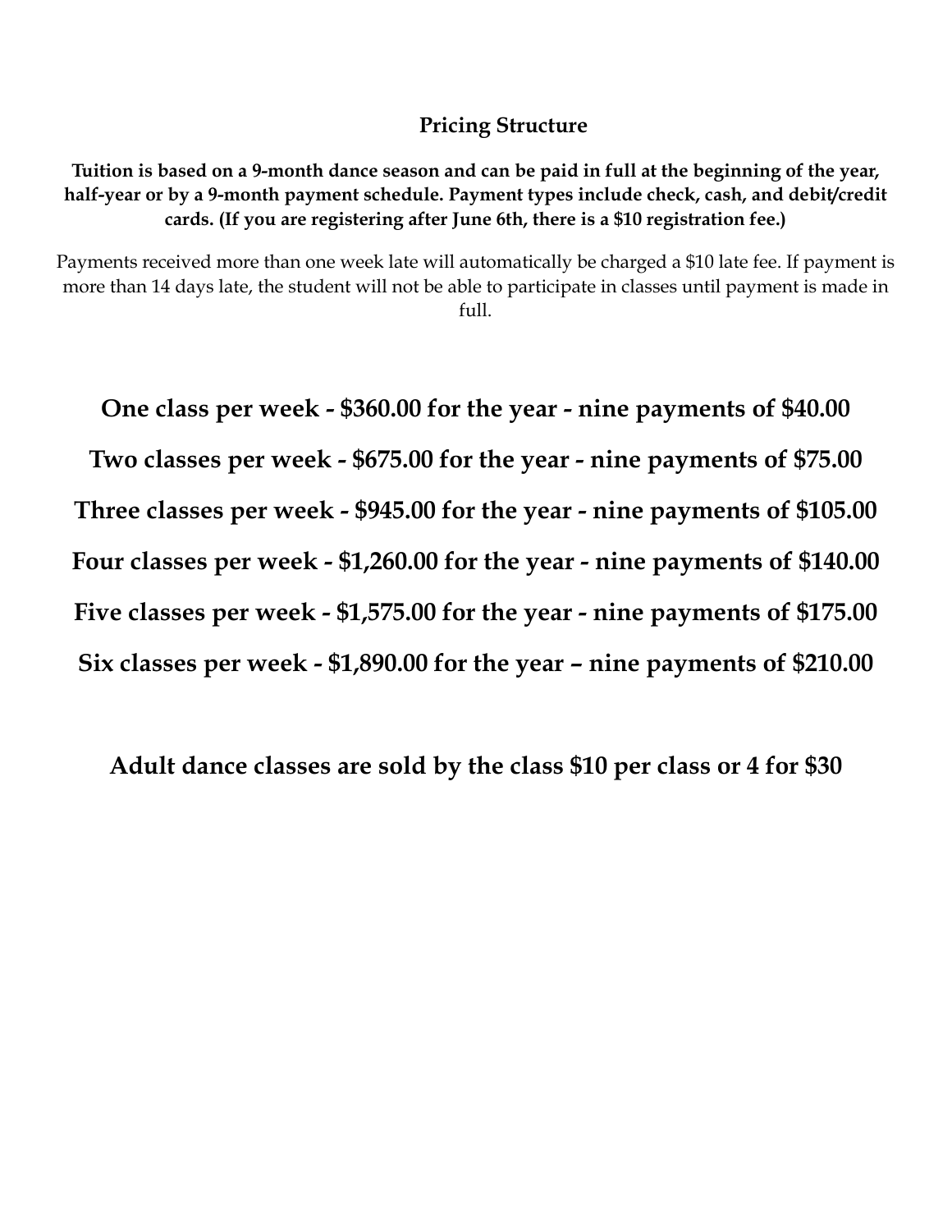## Pricing Structure

**Tuition is based on a 9-month dance season and can be paid in full at the beginning of the year, half-year or by a 9-month payment schedule. Payment types include check, cash, and debit/credit cards. (If you are registering after June 6th, there is a $10 registration fee.)**

Payments received more than one week late will automatically be charged a $10 late fee. If payment is more than 14 days late, the student will not be able to participate in classes until payment is made in full.

**One class per week - $360.00 for the year - nine payments of $40.00**

**Two classes per week - $675.00 for the year - nine payments of $75.00**

**Three classes per week - $945.00 for the year - nine payments of $105.00**

**Four classes per week - $1,260.00 for the year - nine payments of $140.00**

**Five classes per week - $1,575.00 for the year - nine payments of $175.00**

**Six classes per week - $1,890.00 for the year – nine payments of $210.00**

**Adult dance classes are sold by the class $10 per class or 4 for $30**